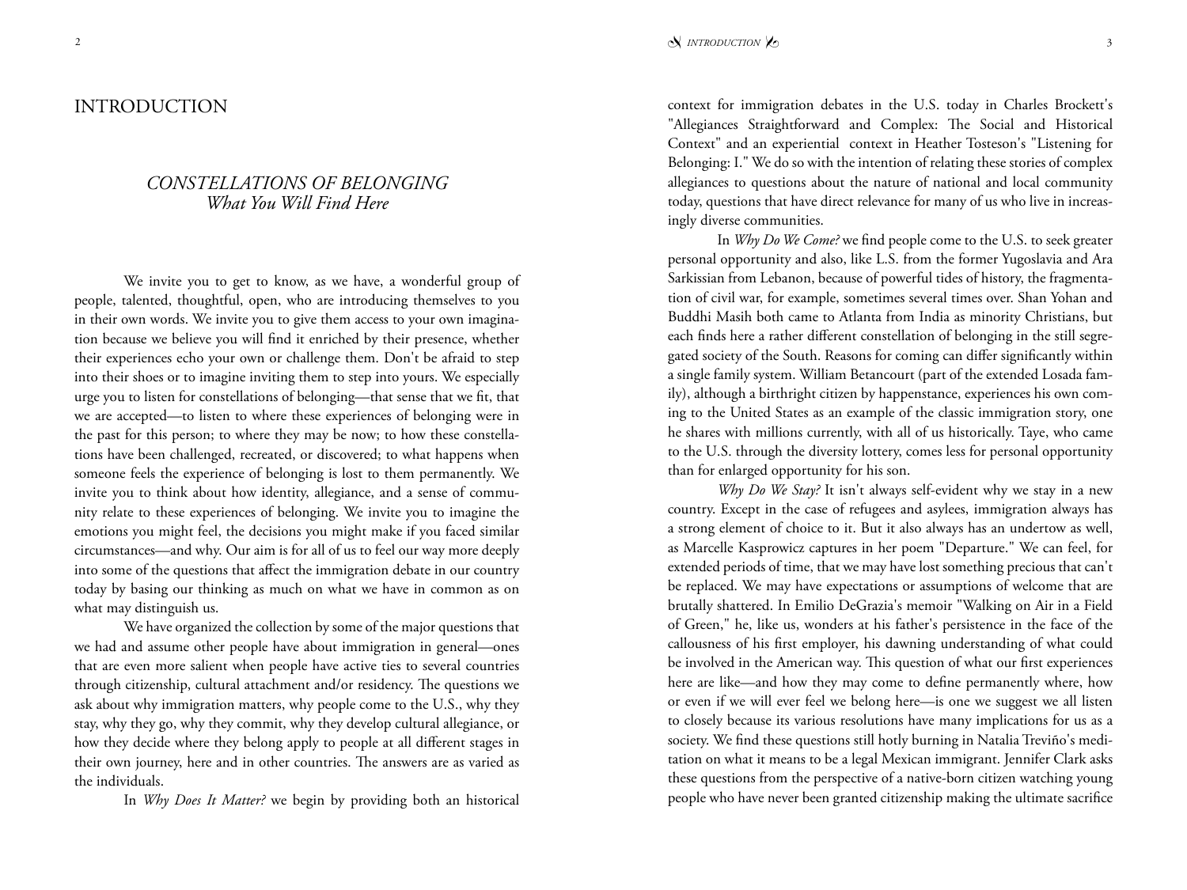# INTRODUCTION

## *CONSTELLATIONS OF BELONGING*
### *What You Will Find Here*

We invite you to get to know, as we have, a wonderful group of people, talented, thoughtful, open, who are introducing themselves to you in their own words. We invite you to give them access to your own imagination because we believe you will find it enriched by their presence, whether their experiences echo your own or challenge them. Don't be afraid to step into their shoes or to imagine inviting them to step into yours. We especially urge you to listen for constellations of belonging—that sense that we fit, that we are accepted—to listen to where these experiences of belonging were in the past for this person; to where they may be now; to how these constellations have been challenged, recreated, or discovered; to what happens when someone feels the experience of belonging is lost to them permanently. We invite you to think about how identity, allegiance, and a sense of community relate to these experiences of belonging. We invite you to imagine the emotions you might feel, the decisions you might make if you faced similar circumstances—and why. Our aim is for all of us to feel our way more deeply into some of the questions that affect the immigration debate in our country today by basing our thinking as much on what we have in common as on what may distinguish us.

We have organized the collection by some of the major questions that we had and assume other people have about immigration in general—ones that are even more salient when people have active ties to several countries through citizenship, cultural attachment and/or residency. The questions we ask about why immigration matters, why people come to the U.S., why they stay, why they go, why they commit, why they develop cultural allegiance, or how they decide where they belong apply to people at all different stages in their own journey, here and in other countries. The answers are as varied as the individuals.

In *Why Does It Matter?* we begin by providing both an historical context for immigration debates in the U.S. today in Charles Brockett's "Allegiances Straightforward and Complex: The Social and Historical Context" and an experiential context in Heather Tosteson's "Listening for Belonging: I." We do so with the intention of relating these stories of complex allegiances to questions about the nature of national and local community today, questions that have direct relevance for many of us who live in increasingly diverse communities.

In *Why Do We Come?* we find people come to the U.S. to seek greater personal opportunity and also, like L.S. from the former Yugoslavia and Ara Sarkissian from Lebanon, because of powerful tides of history, the fragmentation of civil war, for example, sometimes several times over. Shan Yohan and Buddhi Masih both came to Atlanta from India as minority Christians, but each finds here a rather different constellation of belonging in the still segregated society of the South. Reasons for coming can differ significantly within a single family system. William Betancourt (part of the extended Losada family), although a birthright citizen by happenstance, experiences his own coming to the United States as an example of the classic immigration story, one he shares with millions currently, with all of us historically. Taye, who came to the U.S. through the diversity lottery, comes less for personal opportunity than for enlarged opportunity for his son.

*Why Do We Stay?* It isn't always self-evident why we stay in a new country. Except in the case of refugees and asylees, immigration always has a strong element of choice to it. But it also always has an undertow as well, as Marcelle Kasprowicz captures in her poem "Departure." We can feel, for extended periods of time, that we may have lost something precious that can't be replaced. We may have expectations or assumptions of welcome that are brutally shattered. In Emilio DeGrazia's memoir "Walking on Air in a Field of Green," he, like us, wonders at his father's persistence in the face of the callousness of his first employer, his dawning understanding of what could be involved in the American way. This question of what our first experiences here are like—and how they may come to define permanently where, how or even if we will ever feel we belong here—is one we suggest we all listen to closely because its various resolutions have many implications for us as a society. We find these questions still hotly burning in Natalia Treviño's meditation on what it means to be a legal Mexican immigrant. Jennifer Clark asks these questions from the perspective of a native-born citizen watching young people who have never been granted citizenship making the ultimate sacrifice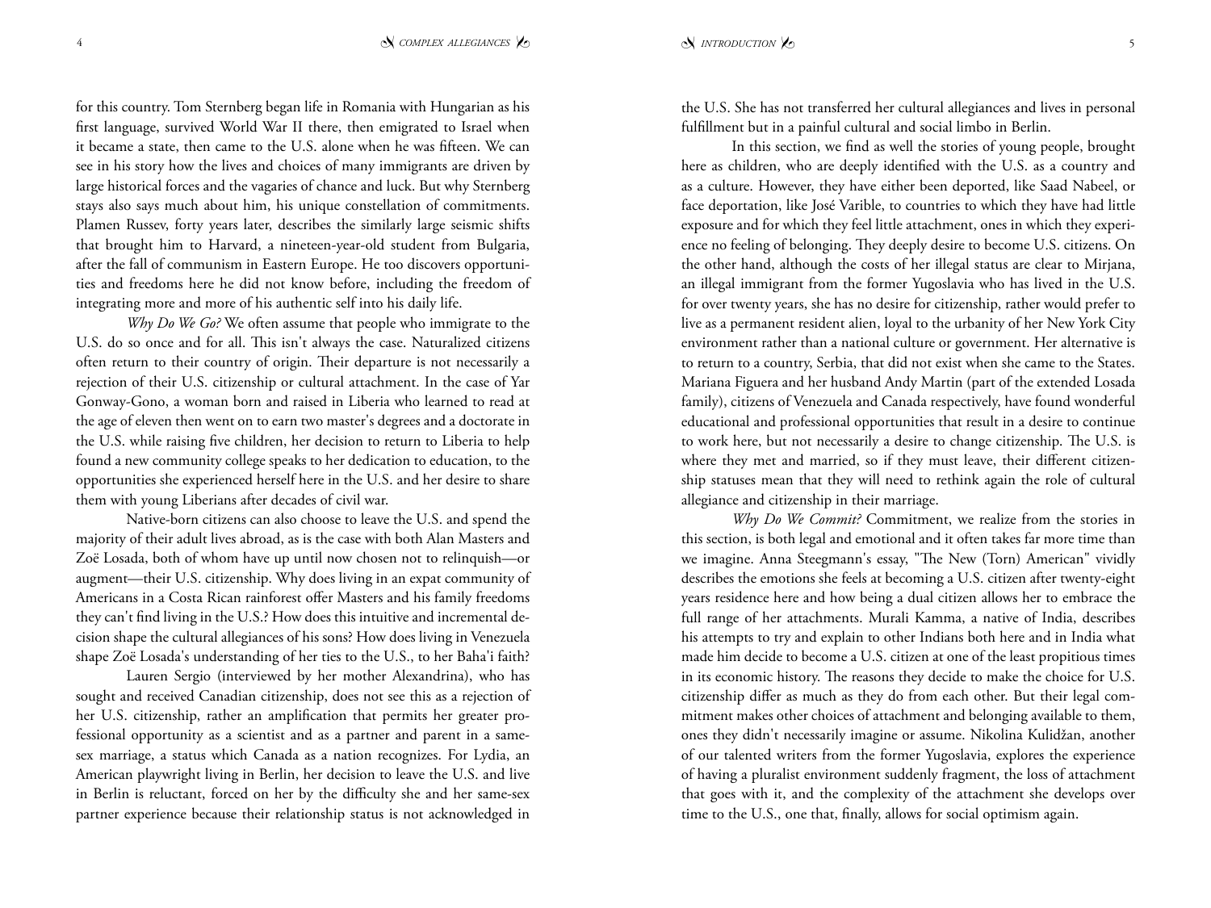for this country. Tom Sternberg began life in Romania with Hungarian as his first language, survived World War II there, then emigrated to Israel when it became a state, then came to the U.S. alone when he was fifteen. We can see in his story how the lives and choices of many immigrants are driven by large historical forces and the vagaries of chance and luck. But why Sternberg stays also says much about him, his unique constellation of commitments. Plamen Russev, forty years later, describes the similarly large seismic shifts that brought him to Harvard, a nineteen-year-old student from Bulgaria, after the fall of communism in Eastern Europe. He too discovers opportunities and freedoms here he did not know before, including the freedom of integrating more and more of his authentic self into his daily life.

*Why Do We Go?* We often assume that people who immigrate to the U.S. do so once and for all. This isn't always the case. Naturalized citizens often return to their country of origin. Their departure is not necessarily a rejection of their U.S. citizenship or cultural attachment. In the case of Yar Gonway-Gono, a woman born and raised in Liberia who learned to read at the age of eleven then went on to earn two master's degrees and a doctorate in the U.S. while raising five children, her decision to return to Liberia to help found a new community college speaks to her dedication to education, to the opportunities she experienced herself here in the U.S. and her desire to share them with young Liberians after decades of civil war.

Native-born citizens can also choose to leave the U.S. and spend the majority of their adult lives abroad, as is the case with both Alan Masters and Zoë Losada, both of whom have up until now chosen not to relinquish—or augment—their U.S. citizenship. Why does living in an expat community of Americans in a Costa Rican rainforest offer Masters and his family freedoms they can't find living in the U.S.? How does this intuitive and incremental decision shape the cultural allegiances of his sons? How does living in Venezuela shape Zoë Losada's understanding of her ties to the U.S., to her Baha'i faith?

Lauren Sergio (interviewed by her mother Alexandrina), who has sought and received Canadian citizenship, does not see this as a rejection of her U.S. citizenship, rather an amplification that permits her greater professional opportunity as a scientist and as a partner and parent in a same-sex marriage, a status which Canada as a nation recognizes. For Lydia, an American playwright living in Berlin, her decision to leave the U.S. and live in Berlin is reluctant, forced on her by the difficulty she and her same-sex partner experience because their relationship status is not acknowledged in the U.S. She has not transferred her cultural allegiances and lives in personal fulfillment but in a painful cultural and social limbo in Berlin.

In this section, we find as well the stories of young people, brought here as children, who are deeply identified with the U.S. as a country and as a culture. However, they have either been deported, like Saad Nabeel, or face deportation, like José Varible, to countries to which they have had little exposure and for which they feel little attachment, ones in which they experience no feeling of belonging. They deeply desire to become U.S. citizens. On the other hand, although the costs of her illegal status are clear to Mirjana, an illegal immigrant from the former Yugoslavia who has lived in the U.S. for over twenty years, she has no desire for citizenship, rather would prefer to live as a permanent resident alien, loyal to the urbanity of her New York City environment rather than a national culture or government. Her alternative is to return to a country, Serbia, that did not exist when she came to the States. Mariana Figuera and her husband Andy Martin (part of the extended Losada family), citizens of Venezuela and Canada respectively, have found wonderful educational and professional opportunities that result in a desire to continue to work here, but not necessarily a desire to change citizenship. The U.S. is where they met and married, so if they must leave, their different citizenship statuses mean that they will need to rethink again the role of cultural allegiance and citizenship in their marriage.

*Why Do We Commit?* Commitment, we realize from the stories in this section, is both legal and emotional and it often takes far more time than we imagine. Anna Steegmann's essay, "The New (Torn) American" vividly describes the emotions she feels at becoming a U.S. citizen after twenty-eight years residence here and how being a dual citizen allows her to embrace the full range of her attachments. Murali Kamma, a native of India, describes his attempts to try and explain to other Indians both here and in India what made him decide to become a U.S. citizen at one of the least propitious times in its economic history. The reasons they decide to make the choice for U.S. citizenship differ as much as they do from each other. But their legal commitment makes other choices of attachment and belonging available to them, ones they didn't necessarily imagine or assume. Nikolina Kulidžan, another of our talented writers from the former Yugoslavia, explores the experience of having a pluralist environment suddenly fragment, the loss of attachment that goes with it, and the complexity of the attachment she develops over time to the U.S., one that, finally, allows for social optimism again.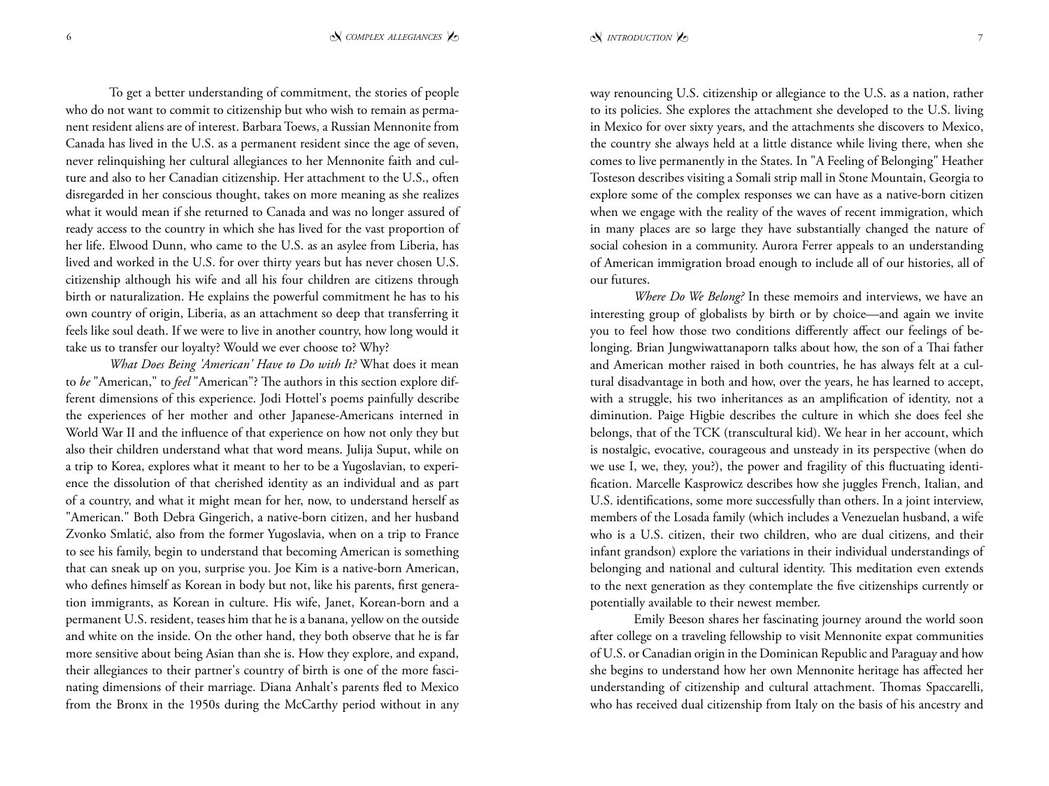To get a better understanding of commitment, the stories of people who do not want to commit to citizenship but who wish to remain as permanent resident aliens are of interest. Barbara Toews, a Russian Mennonite from Canada has lived in the U.S. as a permanent resident since the age of seven, never relinquishing her cultural allegiances to her Mennonite faith and culture and also to her Canadian citizenship. Her attachment to the U.S., often disregarded in her conscious thought, takes on more meaning as she realizes what it would mean if she returned to Canada and was no longer assured of ready access to the country in which she has lived for the vast proportion of her life. Elwood Dunn, who came to the U.S. as an asylee from Liberia, has lived and worked in the U.S. for over thirty years but has never chosen U.S. citizenship although his wife and all his four children are citizens through birth or naturalization. He explains the powerful commitment he has to his own country of origin, Liberia, as an attachment so deep that transferring it feels like soul death. If we were to live in another country, how long would it take us to transfer our loyalty? Would we ever choose to? Why?

*What Does Being 'American' Have to Do with It?* What does it mean to *be* "American," to *feel* "American"? The authors in this section explore different dimensions of this experience. Jodi Hottel's poems painfully describe the experiences of her mother and other Japanese-Americans interned in World War II and the influence of that experience on how not only they but also their children understand what that word means. Julija Suput, while on a trip to Korea, explores what it meant to her to be a Yugoslavian, to experience the dissolution of that cherished identity as an individual and as part of a country, and what it might mean for her, now, to understand herself as "American." Both Debra Gingerich, a native-born citizen, and her husband Zvonko Smlatić, also from the former Yugoslavia, when on a trip to France to see his family, begin to understand that becoming American is something that can sneak up on you, surprise you. Joe Kim is a native-born American, who defines himself as Korean in body but not, like his parents, first generation immigrants, as Korean in culture. His wife, Janet, Korean-born and a permanent U.S. resident, teases him that he is a banana, yellow on the outside and white on the inside. On the other hand, they both observe that he is far more sensitive about being Asian than she is. How they explore, and expand, their allegiances to their partner's country of birth is one of the more fascinating dimensions of their marriage. Diana Anhalt's parents fled to Mexico from the Bronx in the 1950s during the McCarthy period without in any way renouncing U.S. citizenship or allegiance to the U.S. as a nation, rather to its policies. She explores the attachment she developed to the U.S. living in Mexico for over sixty years, and the attachments she discovers to Mexico, the country she always held at a little distance while living there, when she comes to live permanently in the States. In "A Feeling of Belonging" Heather Tosteson describes visiting a Somali strip mall in Stone Mountain, Georgia to explore some of the complex responses we can have as a native-born citizen when we engage with the reality of the waves of recent immigration, which in many places are so large they have substantially changed the nature of social cohesion in a community. Aurora Ferrer appeals to an understanding of American immigration broad enough to include all of our histories, all of our futures.

*Where Do We Belong?* In these memoirs and interviews, we have an interesting group of globalists by birth or by choice—and again we invite you to feel how those two conditions differently affect our feelings of belonging. Brian Jungwiwattanaporn talks about how, the son of a Thai father and American mother raised in both countries, he has always felt at a cultural disadvantage in both and how, over the years, he has learned to accept, with a struggle, his two inheritances as an amplification of identity, not a diminution. Paige Higbie describes the culture in which she does feel she belongs, that of the TCK (transcultural kid). We hear in her account, which is nostalgic, evocative, courageous and unsteady in its perspective (when do we use I, we, they, you?), the power and fragility of this fluctuating identification. Marcelle Kasprowicz describes how she juggles French, Italian, and U.S. identifications, some more successfully than others. In a joint interview, members of the Losada family (which includes a Venezuelan husband, a wife who is a U.S. citizen, their two children, who are dual citizens, and their infant grandson) explore the variations in their individual understandings of belonging and national and cultural identity. This meditation even extends to the next generation as they contemplate the five citizenships currently or potentially available to their newest member.

Emily Beeson shares her fascinating journey around the world soon after college on a traveling fellowship to visit Mennonite expat communities of U.S. or Canadian origin in the Dominican Republic and Paraguay and how she begins to understand how her own Mennonite heritage has affected her understanding of citizenship and cultural attachment. Thomas Spaccarelli, who has received dual citizenship from Italy on the basis of his ancestry and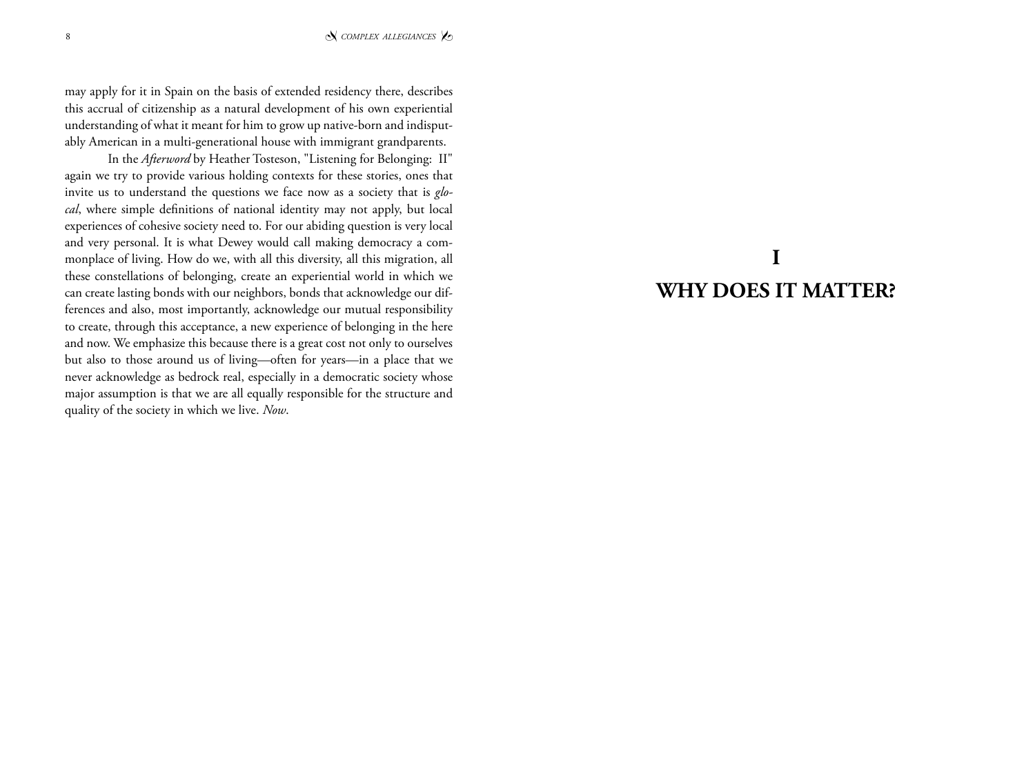may apply for it in Spain on the basis of extended residency there, describes this accrual of citizenship as a natural development of his own experiential understanding of what it meant for him to grow up native-born and indisputably American in a multi-generational house with immigrant grandparents.

In the *Afterword* by Heather Tosteson, "Listening for Belonging: II" again we try to provide various holding contexts for these stories, ones that invite us to understand the questions we face now as a society that is *glocal*, where simple definitions of national identity may not apply, but local experiences of cohesive society need to. For our abiding question is very local and very personal. It is what Dewey would call making democracy a commonplace of living. How do we, with all this diversity, all this migration, all these constellations of belonging, create an experiential world in which we can create lasting bonds with our neighbors, bonds that acknowledge our differences and also, most importantly, acknowledge our mutual responsibility to create, through this acceptance, a new experience of belonging in the here and now. We emphasize this because there is a great cost not only to ourselves but also to those around us of living—often for years—in a place that we never acknowledge as bedrock real, especially in a democratic society whose major assumption is that we are all equally responsible for the structure and quality of the society in which we live. *Now*.

# I

# WHY DOES IT MATTER?